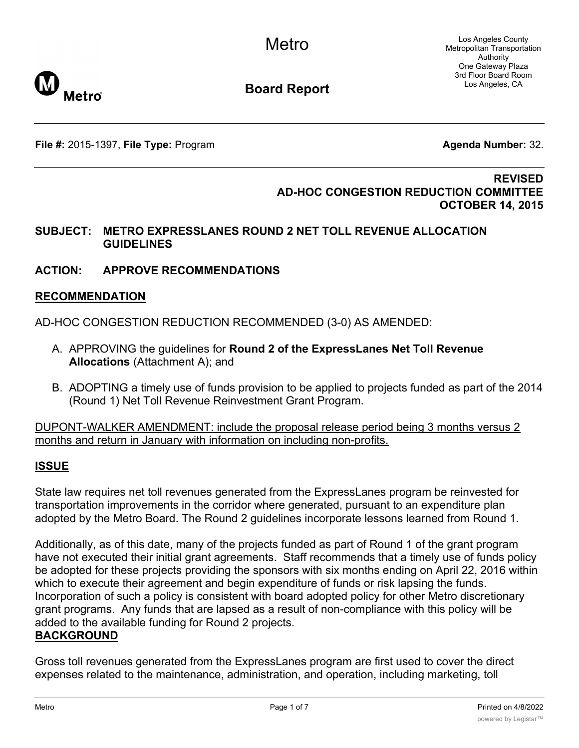# Metro

## Board Report

Los Angeles County Metropolitan Transportation Authority
One Gateway Plaza
3rd Floor Board Room
Los Angeles, CA

**File #:** 2015-1397, **File Type:** Program **Agenda Number:** 32.

**REVISED**
**AD-HOC CONGESTION REDUCTION COMMITTEE**
**OCTOBER 14, 2015**

**SUBJECT: METRO EXPRESSLANES ROUND 2 NET TOLL REVENUE ALLOCATION GUIDELINES**

**ACTION: APPROVE RECOMMENDATIONS**

## RECOMMENDATION

AD-HOC CONGESTION REDUCTION RECOMMENDED (3-0) AS AMENDED:

A. APPROVING the guidelines for **Round 2 of the ExpressLanes Net Toll Revenue Allocations** (Attachment A); and

B. ADOPTING a timely use of funds provision to be applied to projects funded as part of the 2014 (Round 1) Net Toll Revenue Reinvestment Grant Program.

<u>DUPONT-WALKER AMENDMENT: include the proposal release period being 3 months versus 2 months and return in January with information on including non-profits.</u>

## ISSUE

State law requires net toll revenues generated from the ExpressLanes program be reinvested for transportation improvements in the corridor where generated, pursuant to an expenditure plan adopted by the Metro Board. The Round 2 guidelines incorporate lessons learned from Round 1.

Additionally, as of this date, many of the projects funded as part of Round 1 of the grant program have not executed their initial grant agreements. Staff recommends that a timely use of funds policy be adopted for these projects providing the sponsors with six months ending on April 22, 2016 within which to execute their agreement and begin expenditure of funds or risk lapsing the funds. Incorporation of such a policy is consistent with board adopted policy for other Metro discretionary grant programs. Any funds that are lapsed as a result of non-compliance with this policy will be added to the available funding for Round 2 projects.

## BACKGROUND

Gross toll revenues generated from the ExpressLanes program are first used to cover the direct expenses related to the maintenance, administration, and operation, including marketing, toll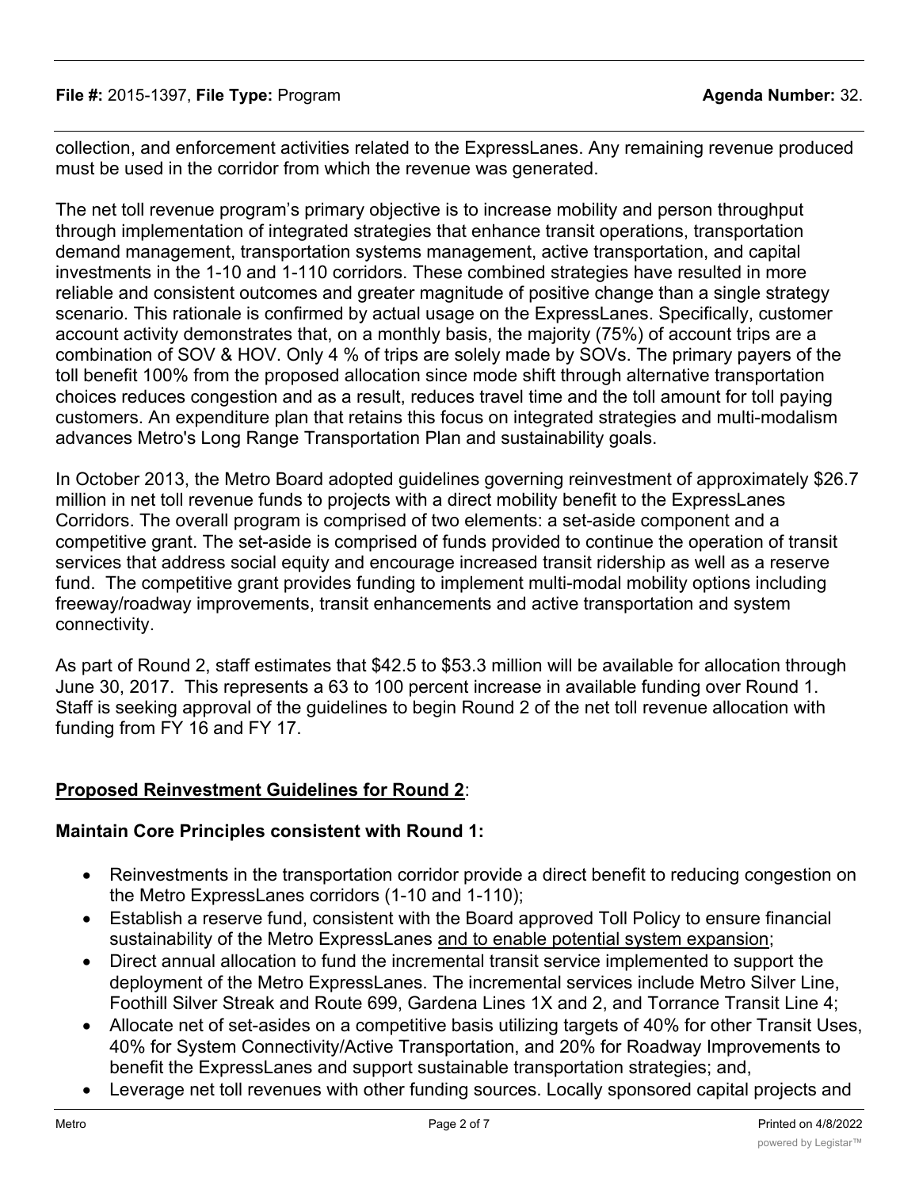collection, and enforcement activities related to the ExpressLanes. Any remaining revenue produced must be used in the corridor from which the revenue was generated.

The net toll revenue program's primary objective is to increase mobility and person throughput through implementation of integrated strategies that enhance transit operations, transportation demand management, transportation systems management, active transportation, and capital investments in the 1-10 and 1-110 corridors. These combined strategies have resulted in more reliable and consistent outcomes and greater magnitude of positive change than a single strategy scenario. This rationale is confirmed by actual usage on the ExpressLanes. Specifically, customer account activity demonstrates that, on a monthly basis, the majority (75%) of account trips are a combination of SOV & HOV. Only 4 % of trips are solely made by SOVs. The primary payers of the toll benefit 100% from the proposed allocation since mode shift through alternative transportation choices reduces congestion and as a result, reduces travel time and the toll amount for toll paying customers. An expenditure plan that retains this focus on integrated strategies and multi-modalism advances Metro's Long Range Transportation Plan and sustainability goals.

In October 2013, the Metro Board adopted guidelines governing reinvestment of approximately $26.7 million in net toll revenue funds to projects with a direct mobility benefit to the ExpressLanes Corridors. The overall program is comprised of two elements: a set-aside component and a competitive grant. The set-aside is comprised of funds provided to continue the operation of transit services that address social equity and encourage increased transit ridership as well as a reserve fund. The competitive grant provides funding to implement multi-modal mobility options including freeway/roadway improvements, transit enhancements and active transportation and system connectivity.

As part of Round 2, staff estimates that $42.5 to $53.3 million will be available for allocation through June 30, 2017. This represents a 63 to 100 percent increase in available funding over Round 1. Staff is seeking approval of the guidelines to begin Round 2 of the net toll revenue allocation with funding from FY 16 and FY 17.

**Proposed Reinvestment Guidelines for Round 2**:

**Maintain Core Principles consistent with Round 1:**

- Reinvestments in the transportation corridor provide a direct benefit to reducing congestion on the Metro ExpressLanes corridors (1-10 and 1-110);
- Establish a reserve fund, consistent with the Board approved Toll Policy to ensure financial sustainability of the Metro ExpressLanes and to enable potential system expansion;
- Direct annual allocation to fund the incremental transit service implemented to support the deployment of the Metro ExpressLanes. The incremental services include Metro Silver Line, Foothill Silver Streak and Route 699, Gardena Lines 1X and 2, and Torrance Transit Line 4;
- Allocate net of set-asides on a competitive basis utilizing targets of 40% for other Transit Uses, 40% for System Connectivity/Active Transportation, and 20% for Roadway Improvements to benefit the ExpressLanes and support sustainable transportation strategies; and,
- Leverage net toll revenues with other funding sources. Locally sponsored capital projects and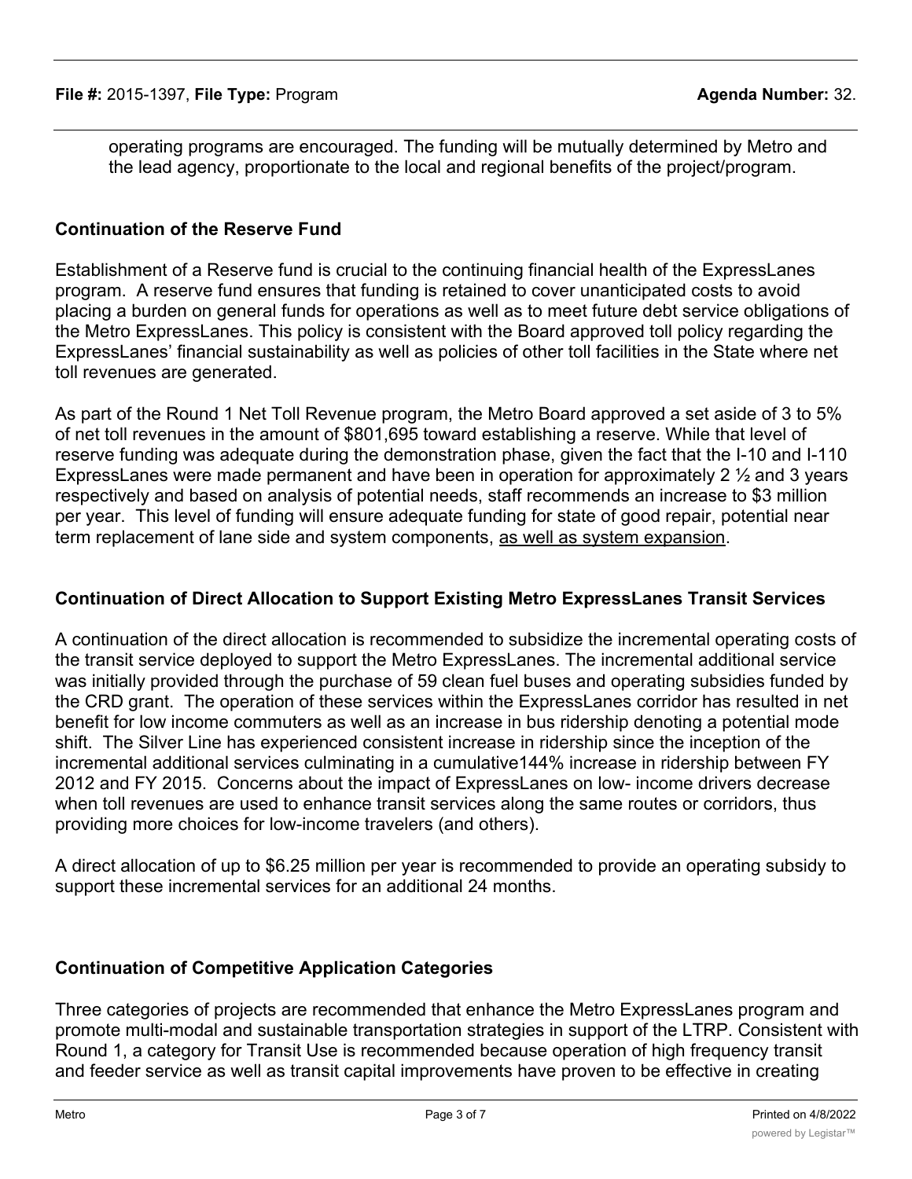operating programs are encouraged. The funding will be mutually determined by Metro and the lead agency, proportionate to the local and regional benefits of the project/program.

### Continuation of the Reserve Fund

Establishment of a Reserve fund is crucial to the continuing financial health of the ExpressLanes program. A reserve fund ensures that funding is retained to cover unanticipated costs to avoid placing a burden on general funds for operations as well as to meet future debt service obligations of the Metro ExpressLanes. This policy is consistent with the Board approved toll policy regarding the ExpressLanes' financial sustainability as well as policies of other toll facilities in the State where net toll revenues are generated.

As part of the Round 1 Net Toll Revenue program, the Metro Board approved a set aside of 3 to 5% of net toll revenues in the amount of $801,695 toward establishing a reserve. While that level of reserve funding was adequate during the demonstration phase, given the fact that the I-10 and I-110 ExpressLanes were made permanent and have been in operation for approximately 2 ½ and 3 years respectively and based on analysis of potential needs, staff recommends an increase to $3 million per year. This level of funding will ensure adequate funding for state of good repair, potential near term replacement of lane side and system components, <u>as well as system expansion</u>.

### Continuation of Direct Allocation to Support Existing Metro ExpressLanes Transit Services

A continuation of the direct allocation is recommended to subsidize the incremental operating costs of the transit service deployed to support the Metro ExpressLanes. The incremental additional service was initially provided through the purchase of 59 clean fuel buses and operating subsidies funded by the CRD grant. The operation of these services within the ExpressLanes corridor has resulted in net benefit for low income commuters as well as an increase in bus ridership denoting a potential mode shift. The Silver Line has experienced consistent increase in ridership since the inception of the incremental additional services culminating in a cumulative144% increase in ridership between FY 2012 and FY 2015. Concerns about the impact of ExpressLanes on low- income drivers decrease when toll revenues are used to enhance transit services along the same routes or corridors, thus providing more choices for low-income travelers (and others).

A direct allocation of up to $6.25 million per year is recommended to provide an operating subsidy to support these incremental services for an additional 24 months.

### Continuation of Competitive Application Categories

Three categories of projects are recommended that enhance the Metro ExpressLanes program and promote multi-modal and sustainable transportation strategies in support of the LTRP. Consistent with Round 1, a category for Transit Use is recommended because operation of high frequency transit and feeder service as well as transit capital improvements have proven to be effective in creating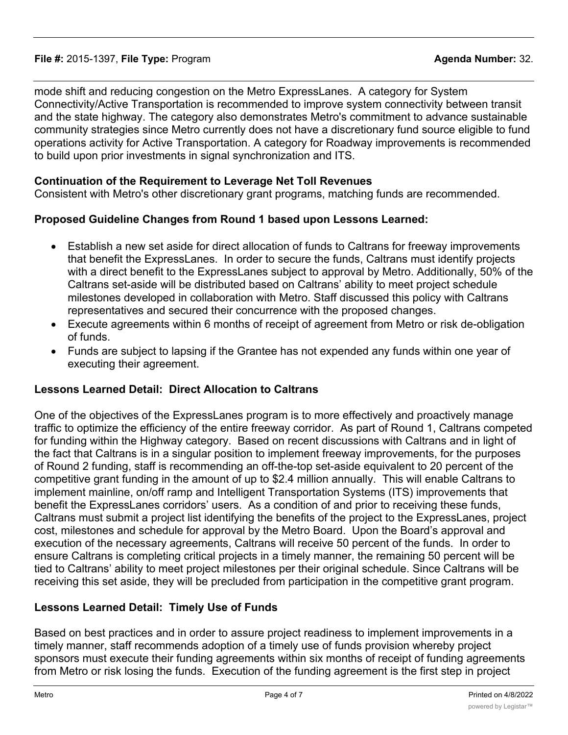mode shift and reducing congestion on the Metro ExpressLanes. A category for System Connectivity/Active Transportation is recommended to improve system connectivity between transit and the state highway. The category also demonstrates Metro's commitment to advance sustainable community strategies since Metro currently does not have a discretionary fund source eligible to fund operations activity for Active Transportation. A category for Roadway improvements is recommended to build upon prior investments in signal synchronization and ITS.

**Continuation of the Requirement to Leverage Net Toll Revenues**
Consistent with Metro's other discretionary grant programs, matching funds are recommended.

**Proposed Guideline Changes from Round 1 based upon Lessons Learned:**

- Establish a new set aside for direct allocation of funds to Caltrans for freeway improvements that benefit the ExpressLanes. In order to secure the funds, Caltrans must identify projects with a direct benefit to the ExpressLanes subject to approval by Metro. Additionally, 50% of the Caltrans set-aside will be distributed based on Caltrans' ability to meet project schedule milestones developed in collaboration with Metro. Staff discussed this policy with Caltrans representatives and secured their concurrence with the proposed changes.
- Execute agreements within 6 months of receipt of agreement from Metro or risk de-obligation of funds.
- Funds are subject to lapsing if the Grantee has not expended any funds within one year of executing their agreement.

**Lessons Learned Detail: Direct Allocation to Caltrans**

One of the objectives of the ExpressLanes program is to more effectively and proactively manage traffic to optimize the efficiency of the entire freeway corridor. As part of Round 1, Caltrans competed for funding within the Highway category. Based on recent discussions with Caltrans and in light of the fact that Caltrans is in a singular position to implement freeway improvements, for the purposes of Round 2 funding, staff is recommending an off-the-top set-aside equivalent to 20 percent of the competitive grant funding in the amount of up to $2.4 million annually. This will enable Caltrans to implement mainline, on/off ramp and Intelligent Transportation Systems (ITS) improvements that benefit the ExpressLanes corridors' users. As a condition of and prior to receiving these funds, Caltrans must submit a project list identifying the benefits of the project to the ExpressLanes, project cost, milestones and schedule for approval by the Metro Board. Upon the Board's approval and execution of the necessary agreements, Caltrans will receive 50 percent of the funds. In order to ensure Caltrans is completing critical projects in a timely manner, the remaining 50 percent will be tied to Caltrans' ability to meet project milestones per their original schedule. Since Caltrans will be receiving this set aside, they will be precluded from participation in the competitive grant program.

**Lessons Learned Detail: Timely Use of Funds**

Based on best practices and in order to assure project readiness to implement improvements in a timely manner, staff recommends adoption of a timely use of funds provision whereby project sponsors must execute their funding agreements within six months of receipt of funding agreements from Metro or risk losing the funds. Execution of the funding agreement is the first step in project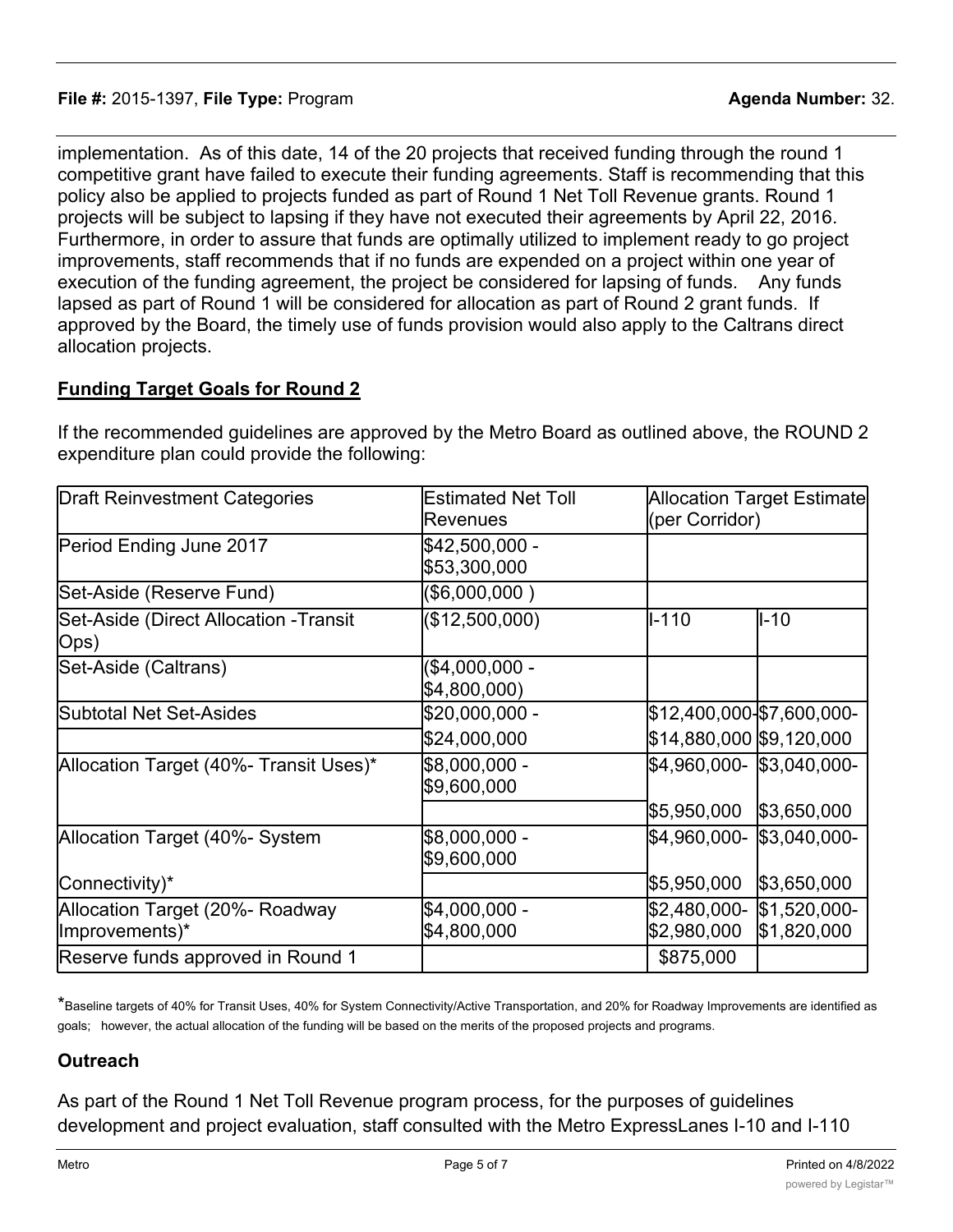implementation. As of this date, 14 of the 20 projects that received funding through the round 1 competitive grant have failed to execute their funding agreements. Staff is recommending that this policy also be applied to projects funded as part of Round 1 Net Toll Revenue grants. Round 1 projects will be subject to lapsing if they have not executed their agreements by April 22, 2016. Furthermore, in order to assure that funds are optimally utilized to implement ready to go project improvements, staff recommends that if no funds are expended on a project within one year of execution of the funding agreement, the project be considered for lapsing of funds. Any funds lapsed as part of Round 1 will be considered for allocation as part of Round 2 grant funds. If approved by the Board, the timely use of funds provision would also apply to the Caltrans direct allocation projects.

**Funding Target Goals for Round 2**

If the recommended guidelines are approved by the Metro Board as outlined above, the ROUND 2 expenditure plan could provide the following:

| Draft Reinvestment Categories | Estimated Net Toll Revenues | Allocation Target Estimate (per Corridor) | |
|---|---|---|---|
| Period Ending June 2017 | $42,500,000 - $53,300,000 | | |
| Set-Aside (Reserve Fund) | ($6,000,000 ) | | |
| Set-Aside (Direct Allocation -Transit Ops) | ($12,500,000) | I-110 | I-10 |
| Set-Aside (Caltrans) | ($4,000,000 - $4,800,000) | | |
| Subtotal Net Set-Asides | $20,000,000 - $24,000,000 | $12,400,000-$14,880,000 | $7,600,000-$9,120,000 |
| Allocation Target (40%- Transit Uses)* | $8,000,000 - $9,600,000 | $4,960,000-$5,950,000 | $3,040,000-$3,650,000 |
| Allocation Target (40%- System Connectivity)* | $8,000,000 - $9,600,000 | $4,960,000-$5,950,000 | $3,040,000-$3,650,000 |
| Allocation Target (20%- Roadway Improvements)* | $4,000,000 - $4,800,000 | $2,480,000-$2,980,000 | $1,520,000-$1,820,000 |
| Reserve funds approved in Round 1 | | $875,000 | |

*Baseline targets of 40% for Transit Uses, 40% for System Connectivity/Active Transportation, and 20% for Roadway Improvements are identified as goals; however, the actual allocation of the funding will be based on the merits of the proposed projects and programs.

## Outreach

As part of the Round 1 Net Toll Revenue program process, for the purposes of guidelines development and project evaluation, staff consulted with the Metro ExpressLanes I-10 and I-110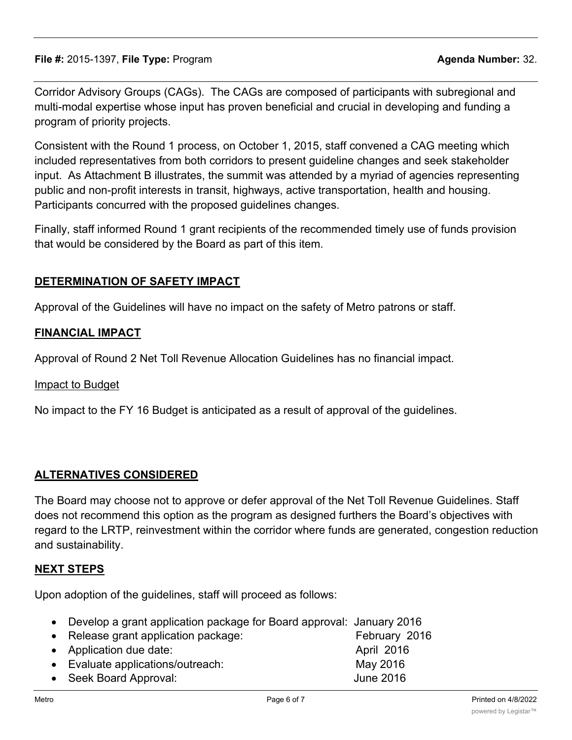Corridor Advisory Groups (CAGs). The CAGs are composed of participants with subregional and multi-modal expertise whose input has proven beneficial and crucial in developing and funding a program of priority projects.

Consistent with the Round 1 process, on October 1, 2015, staff convened a CAG meeting which included representatives from both corridors to present guideline changes and seek stakeholder input. As Attachment B illustrates, the summit was attended by a myriad of agencies representing public and non-profit interests in transit, highways, active transportation, health and housing. Participants concurred with the proposed guidelines changes.

Finally, staff informed Round 1 grant recipients of the recommended timely use of funds provision that would be considered by the Board as part of this item.

## DETERMINATION OF SAFETY IMPACT

Approval of the Guidelines will have no impact on the safety of Metro patrons or staff.

## FINANCIAL IMPACT

Approval of Round 2 Net Toll Revenue Allocation Guidelines has no financial impact.

### Impact to Budget

No impact to the FY 16 Budget is anticipated as a result of approval of the guidelines.

## ALTERNATIVES CONSIDERED

The Board may choose not to approve or defer approval of the Net Toll Revenue Guidelines. Staff does not recommend this option as the program as designed furthers the Board's objectives with regard to the LRTP, reinvestment within the corridor where funds are generated, congestion reduction and sustainability.

## NEXT STEPS

Upon adoption of the guidelines, staff will proceed as follows:

- Develop a grant application package for Board approval: January 2016
- Release grant application package: February 2016
- Application due date: April 2016
- Evaluate applications/outreach: May 2016
- Seek Board Approval: June 2016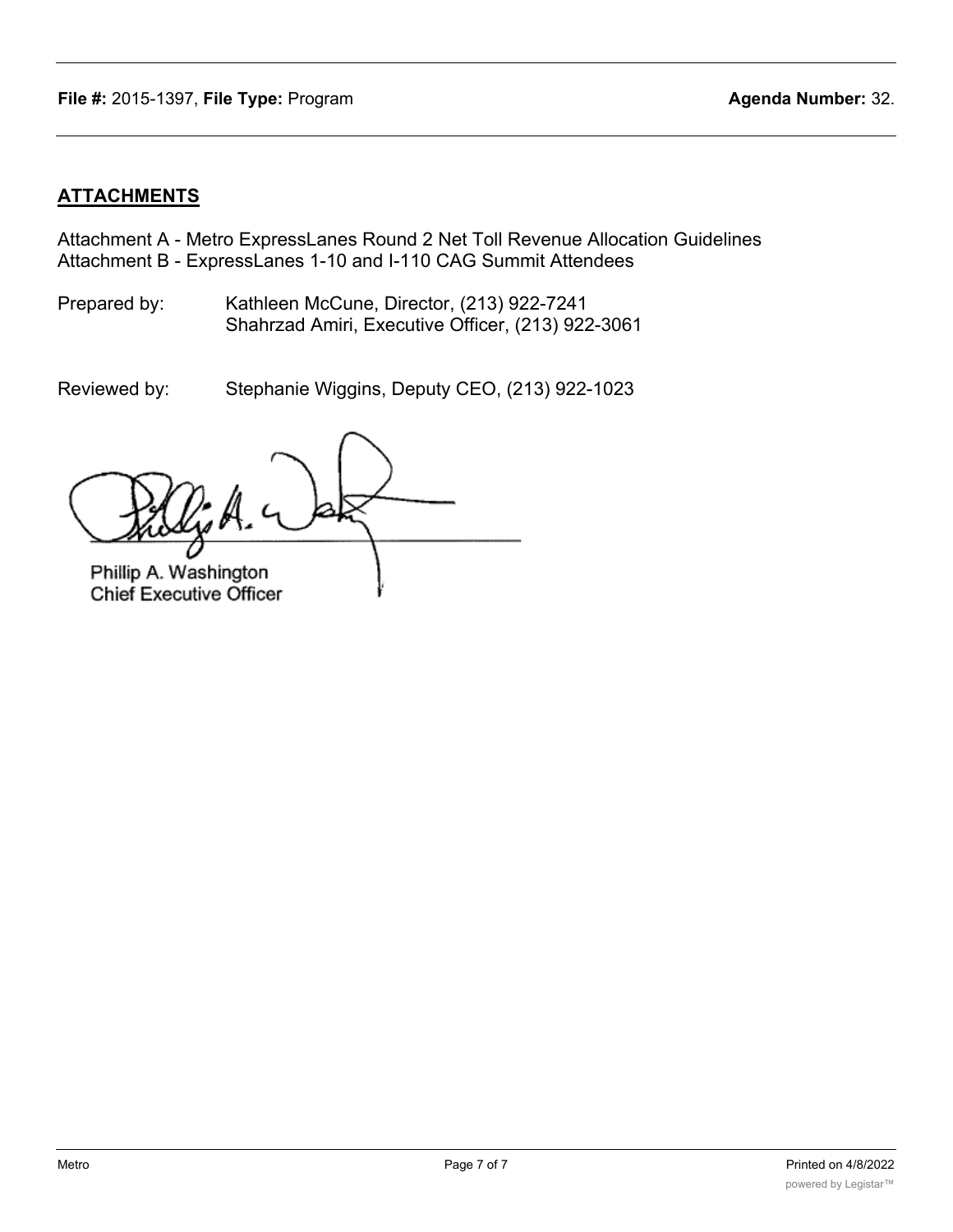## ATTACHMENTS

Attachment A - Metro ExpressLanes Round 2 Net Toll Revenue Allocation Guidelines
Attachment B - ExpressLanes 1-10 and I-110 CAG Summit Attendees

Prepared by: Kathleen McCune, Director, (213) 922-7241
Shahrzad Amiri, Executive Officer, (213) 922-3061

Reviewed by: Stephanie Wiggins, Deputy CEO, (213) 922-1023

Phillip A. Washington
Chief Executive Officer